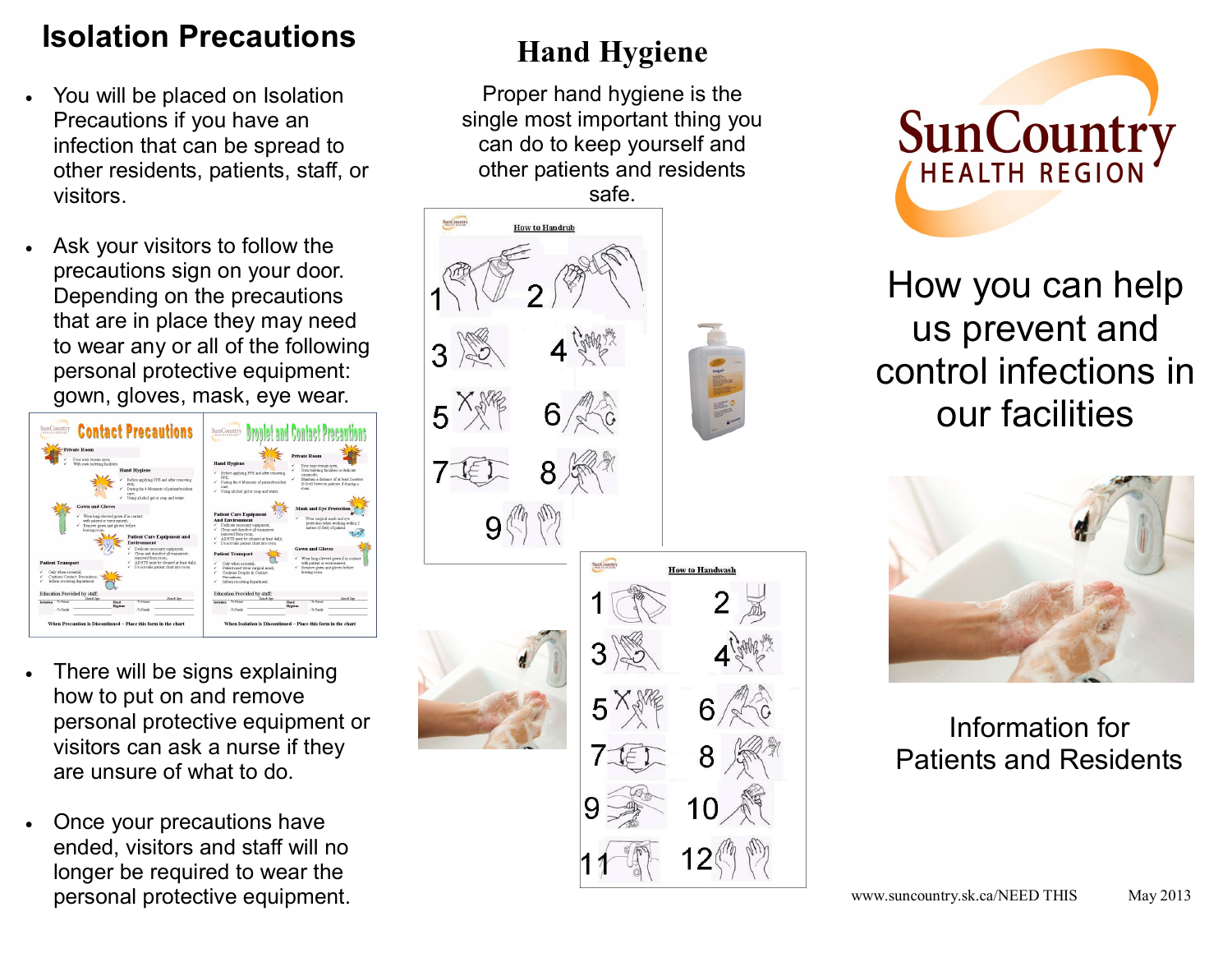## Isolation Precautions

- You will be placed on Isolation Precautions if you have an infection that can be spread to other residents, patients, staff, or visitors.
- Ask your visitors to follow the precautions sign on your door. Depending on the precautions that are in place they may need to wear any or all of the following personal protective equipment: gown, gloves, mask, eye wear.
- There will be signs explaining how to put on and remove personal protective equipment or visitors can ask a nurse if they are unsure of what to do.
- Once your precautions have ended, visitors and staff will no longer be required to wear the personal protective equipment.

## Hand Hygiene

Proper hand hygiene is the single most important thing you can do to keep yourself and other patients and residents safe.

How to Handrub

How to Handwash

# SunCountry HEALTH REGION

# How you can help us prevent and control infections in our facilities

Information for Patients and Residents

www.suncountry.sk.ca/NEED THIS May 2013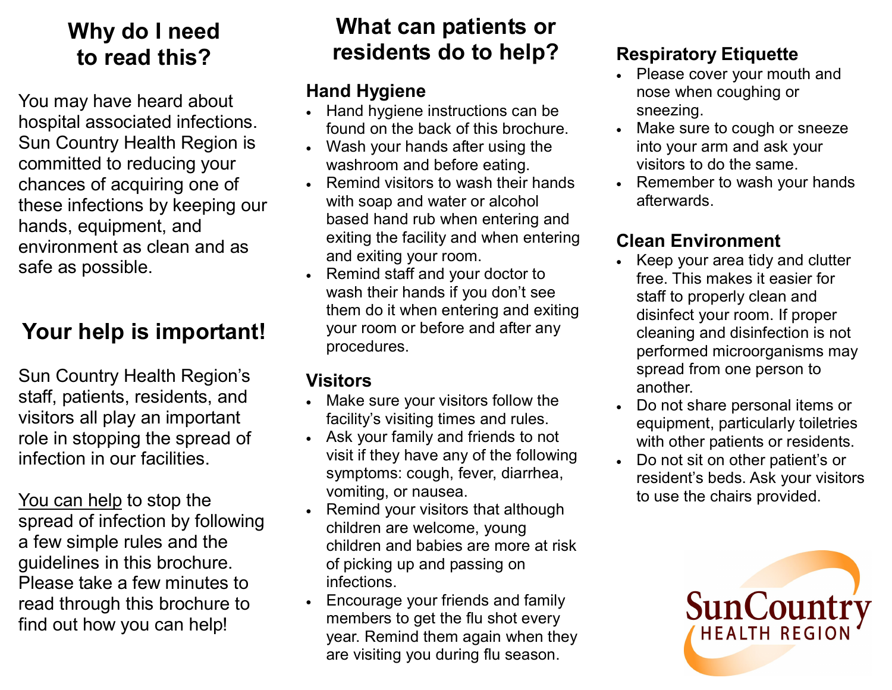## Why do I need to read this?

You may have heard about hospital associated infections. Sun Country Health Region is committed to reducing your chances of acquiring one of these infections by keeping our hands, equipment, and environment as clean and as safe as possible.

## Your help is important!

Sun Country Health Region's staff, patients, residents, and visitors all play an important role in stopping the spread of infection in our facilities.

You can help to stop the spread of infection by following a few simple rules and the guidelines in this brochure. Please take a few minutes to read through this brochure to find out how you can help!

## What can patients or residents do to help?

### Hand Hygiene

- Hand hygiene instructions can be found on the back of this brochure.
- Wash your hands after using the washroom and before eating.
- Remind visitors to wash their hands with soap and water or alcohol based hand rub when entering and exiting the facility and when entering and exiting your room.
- Remind staff and your doctor to wash their hands if you don't see them do it when entering and exiting your room or before and after any procedures.

### Visitors

- Make sure your visitors follow the facility's visiting times and rules.
- Ask your family and friends to not visit if they have any of the following symptoms: cough, fever, diarrhea, vomiting, or nausea.
- Remind your visitors that although children are welcome, young children and babies are more at risk of picking up and passing on infections.
- Encourage your friends and family members to get the flu shot every year. Remind them again when they are visiting you during flu season.

### Respiratory Etiquette

- Please cover your mouth and nose when coughing or sneezing.
- Make sure to cough or sneeze into your arm and ask your visitors to do the same.
- Remember to wash your hands afterwards.

### Clean Environment

- Keep your area tidy and clutter free. This makes it easier for staff to properly clean and disinfect your room. If proper cleaning and disinfection is not performed microorganisms may spread from one person to another.
- Do not share personal items or equipment, particularly toiletries with other patients or residents.
- Do not sit on other patient's or resident's beds. Ask your visitors to use the chairs provided.

SunCountry
HEALTH REGION